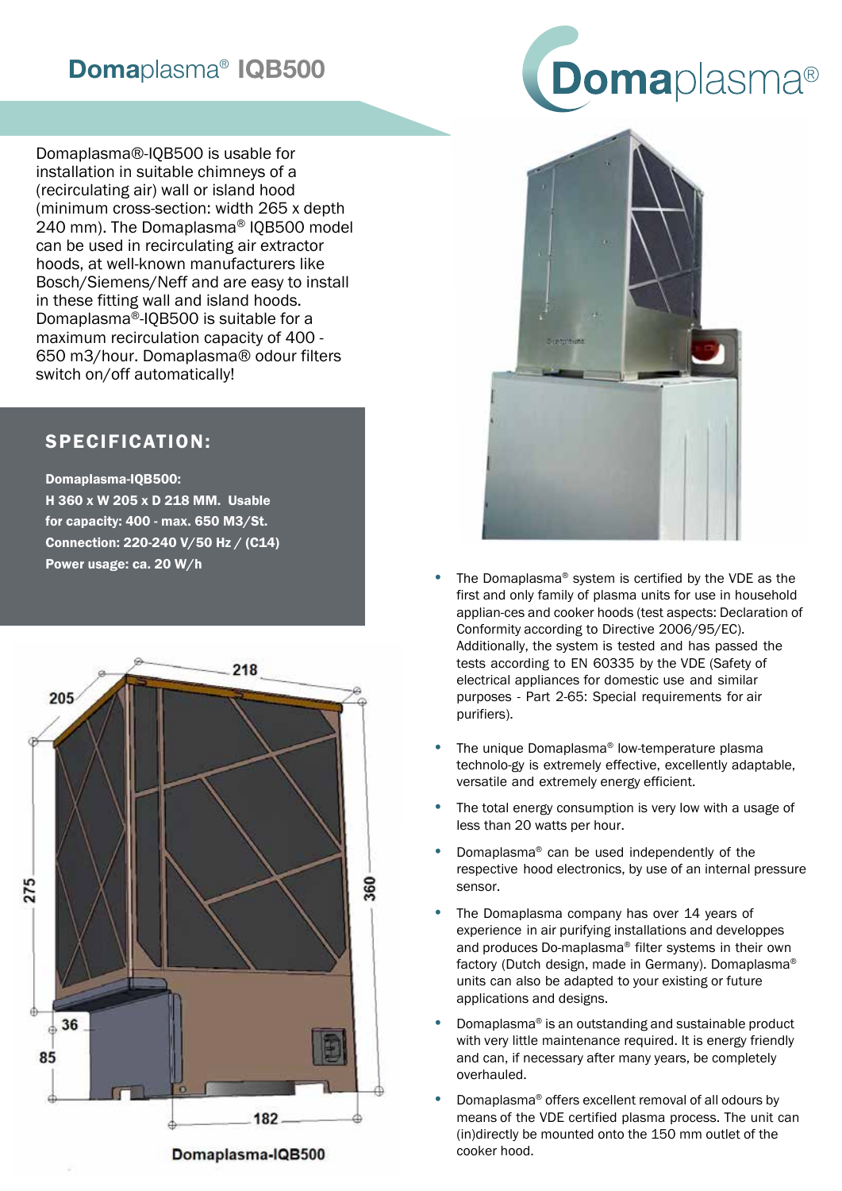# Domaplasma® IQB500

Domaplasma®-IQB500 is usable for installation in suitable chimneys of a (recirculating air) wall or island hood (minimum cross-section: width 265 x depth 240 mm). The Domaplasma® IQB500 model can be used in recirculating air extractor hoods, at well-known manufacturers like Bosch/Siemens/Neff and are easy to install in these fitting wall and island hoods. Domaplasma®-IQB500 is suitable for a maximum recirculation capacity of 400 - 650 m3/hour. Domaplasma® odour filters switch on/off automatically!

## SPECIFICATION:

**Domaplasma-IQB500:**
**H 360 x W 205 x D 218 MM. Usable for capacity: 400 - max. 650 M3/St.**
**Connection: 220-240 V/50 Hz / (C14)**
**Power usage: ca. 20 W/h**

**Domaplasma-IQB500**

- The Domaplasma® system is certified by the VDE as the first and only family of plasma units for use in household applian-ces and cooker hoods (test aspects: Declaration of Conformity according to Directive 2006/95/EC). Additionally, the system is tested and has passed the tests according to EN 60335 by the VDE (Safety of electrical appliances for domestic use and similar purposes - Part 2-65: Special requirements for air purifiers).
- The unique Domaplasma® low-temperature plasma technolo-gy is extremely effective, excellently adaptable, versatile and extremely energy efficient.
- The total energy consumption is very low with a usage of less than 20 watts per hour.
- Domaplasma® can be used independently of the respective hood electronics, by use of an internal pressure sensor.
- The Domaplasma company has over 14 years of experience in air purifying installations and developpes and produces Do-maplasma® filter systems in their own factory (Dutch design, made in Germany). Domaplasma® units can also be adapted to your existing or future applications and designs.
- Domaplasma® is an outstanding and sustainable product with very little maintenance required. It is energy friendly and can, if necessary after many years, be completely overhauled.
- Domaplasma® offers excellent removal of all odours by means of the VDE certified plasma process. The unit can (in)directly be mounted onto the 150 mm outlet of the cooker hood.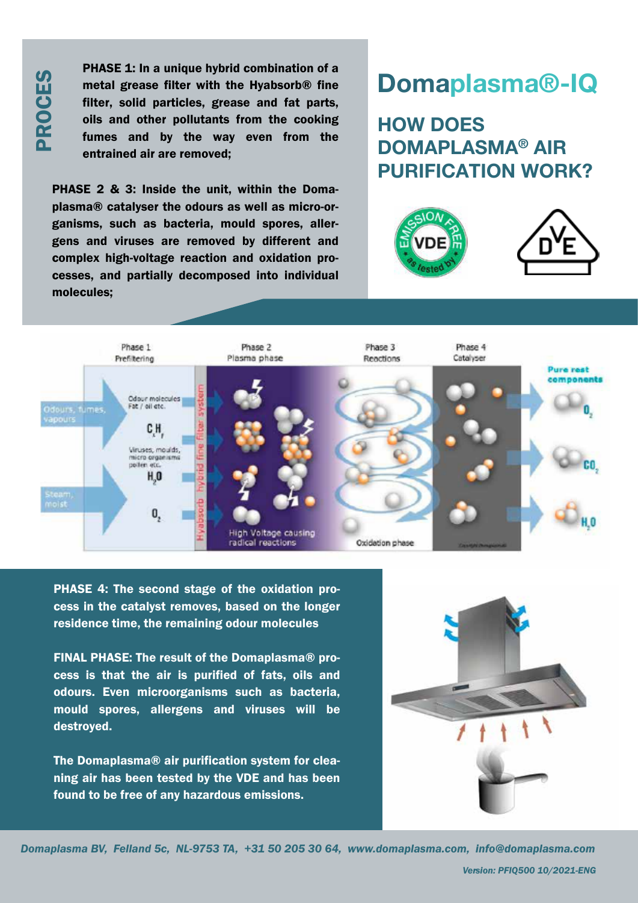PROCES

**PHASE 1: In a unique hybrid combination of a metal grease filter with the Hyabsorb® fine filter, solid particles, grease and fat parts, oils and other pollutants from the cooking fumes and by the way even from the entrained air are removed;**

**PHASE 2 & 3: Inside the unit, within the Domaplasma® catalyser the odours as well as micro-organisms, such as bacteria, mould spores, allergens and viruses are removed by different and complex high-voltage reaction and oxidation processes, and partially decomposed into individual molecules;**

# Domaplasma®-IQ

## HOW DOES DOMAPLASMA® AIR PURIFICATION WORK?

EMISSION FREE VDE as tested by

Phase 1
Prefiltering

Phase 2
Plasma phase

Phase 3
Reactions

Phase 4
Catalyser

Pure rest components

Odours, fumes, vapours

Steam, moist

Odour molecules
Fat / oil etc.

$C_xH_y$

Viruses, moulds, micro organisms pollen etc.

$H_2O$

$O_2$

Hyabsorb hybrid fine filter system

High Voltage causing radical reactions

Oxidation phase

$O_2$

$CO_2$

$H_2O$

**PHASE 4: The second stage of the oxidation process in the catalyst removes, based on the longer residence time, the remaining odour molecules**

**FINAL PHASE: The result of the Domaplasma® process is that the air is purified of fats, oils and odours. Even microorganisms such as bacteria, mould spores, allergens and viruses will be destroyed.**

**The Domaplasma® air purification system for cleaning air has been tested by the VDE and has been found to be free of any hazardous emissions.**

*Domaplasma BV, Felland 5c, NL-9753 TA, +31 50 205 30 64, www.domaplasma.com, info@domaplasma.com*

*Version: PFIQ500 10/2021-ENG*